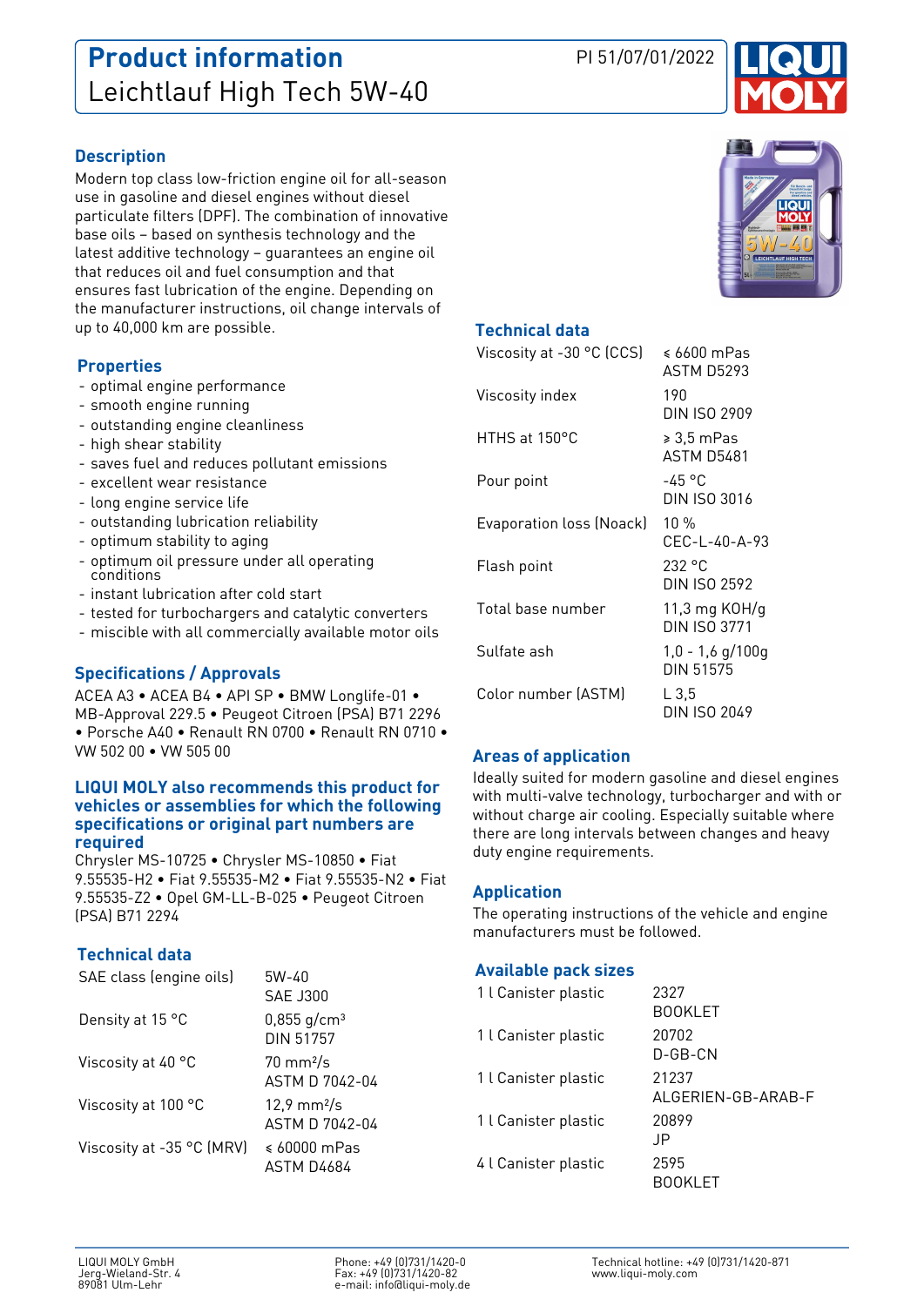# Product information
## Leichtlauf High Tech 5W-40

PI 51/07/01/2022

### Description

Modern top class low-friction engine oil for all-season use in gasoline and diesel engines without diesel particulate filters (DPF). The combination of innovative base oils – based on synthesis technology and the latest additive technology – guarantees an engine oil that reduces oil and fuel consumption and that ensures fast lubrication of the engine. Depending on the manufacturer instructions, oil change intervals of up to 40,000 km are possible.

### Properties

- optimal engine performance
- smooth engine running
- outstanding engine cleanliness
- high shear stability
- saves fuel and reduces pollutant emissions
- excellent wear resistance
- long engine service life
- outstanding lubrication reliability
- optimum stability to aging
- optimum oil pressure under all operating conditions
- instant lubrication after cold start
- tested for turbochargers and catalytic converters
- miscible with all commercially available motor oils

### Specifications / Approvals

ACEA A3 • ACEA B4 • API SP • BMW Longlife-01 • MB-Approval 229.5 • Peugeot Citroen (PSA) B71 2296 • Porsche A40 • Renault RN 0700 • Renault RN 0710 • VW 502 00 • VW 505 00

### LIQUI MOLY also recommends this product for vehicles or assemblies for which the following specifications or original part numbers are required

Chrysler MS-10725 • Chrysler MS-10850 • Fiat 9.55535-H2 • Fiat 9.55535-M2 • Fiat 9.55535-N2 • Fiat 9.55535-Z2 • Opel GM-LL-B-025 • Peugeot Citroen (PSA) B71 2294

### Technical data

| Property | Value |
|---|---|
| SAE class (engine oils) | 5W-40<br>SAE J300 |
| Density at 15 °C | 0,855 g/cm³<br>DIN 51757 |
| Viscosity at 40 °C | 70 mm²/s<br>ASTM D 7042-04 |
| Viscosity at 100 °C | 12,9 mm²/s<br>ASTM D 7042-04 |
| Viscosity at -35 °C (MRV) | ≤ 60000 mPas<br>ASTM D4684 |
| Viscosity at -30 °C (CCS) | ≤ 6600 mPas<br>ASTM D5293 |
| Viscosity index | 190<br>DIN ISO 2909 |
| HTHS at 150°C | ≥ 3,5 mPas<br>ASTM D5481 |
| Pour point | -45 °C<br>DIN ISO 3016 |
| Evaporation loss (Noack) | 10 %<br>CEC-L-40-A-93 |
| Flash point | 232 °C<br>DIN ISO 2592 |
| Total base number | 11,3 mg KOH/g<br>DIN ISO 3771 |
| Sulfate ash | 1,0 - 1,6 g/100g<br>DIN 51575 |
| Color number (ASTM) | L 3,5<br>DIN ISO 2049 |

### Areas of application

Ideally suited for modern gasoline and diesel engines with multi-valve technology, turbocharger and with or without charge air cooling. Especially suitable where there are long intervals between changes and heavy duty engine requirements.

### Application

The operating instructions of the vehicle and engine manufacturers must be followed.

### Available pack sizes

| Pack | Article |
|---|---|
| 1 l Canister plastic | 2327<br>BOOKLET |
| 1 l Canister plastic | 20702<br>D-GB-CN |
| 1 l Canister plastic | 21237<br>ALGERIEN-GB-ARAB-F |
| 1 l Canister plastic | 20899<br>JP |
| 4 l Canister plastic | 2595<br>BOOKLET |

LIQUI MOLY GmbH
Jerg-Wieland-Str. 4
89081 Ulm-Lehr

Phone: +49 (0)731/1420-0
Fax: +49 (0)731/1420-82
e-mail: info@liqui-moly.de

Technical hotline: +49 (0)731/1420-871
www.liqui-moly.com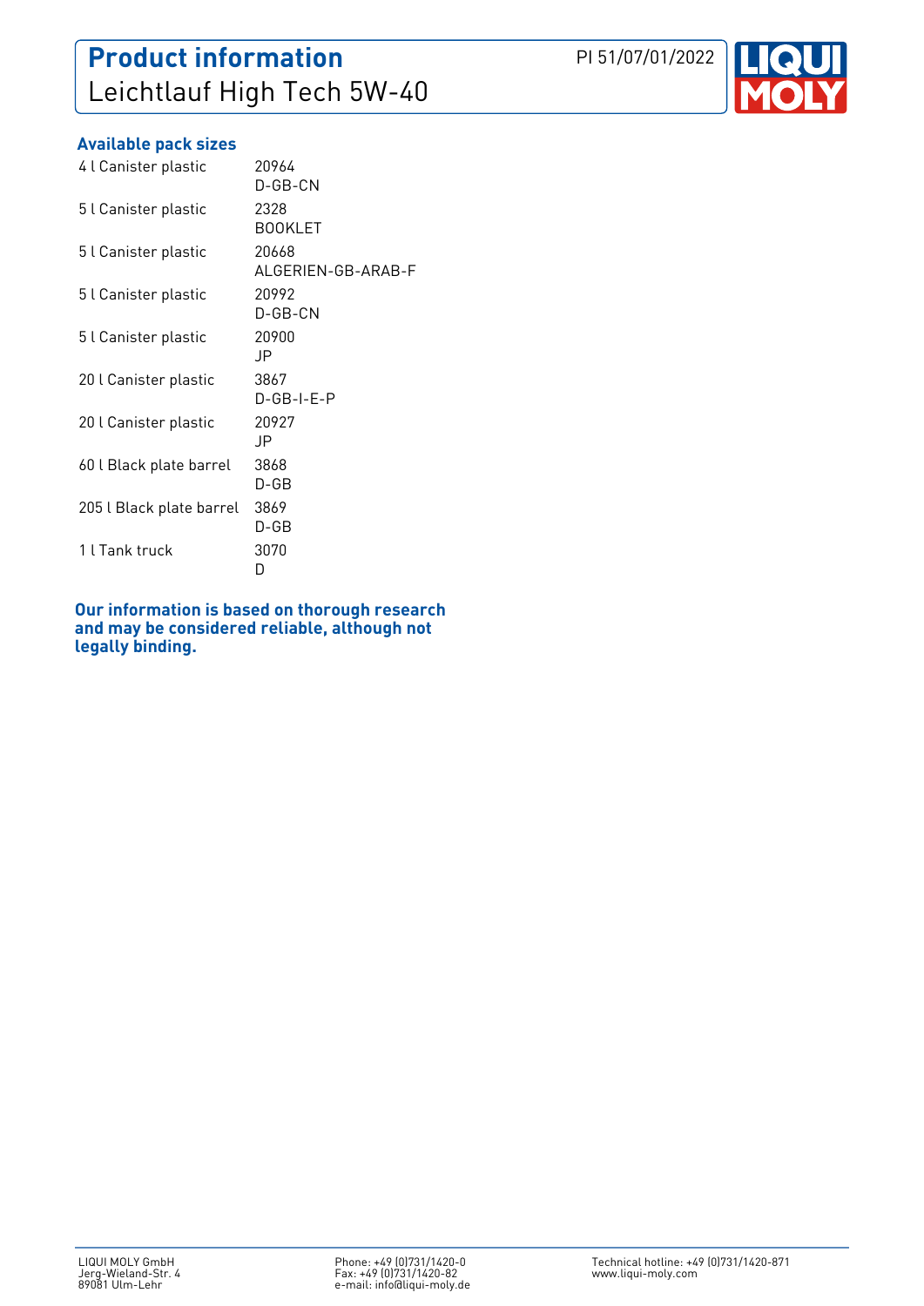# Product information

Leichtlauf High Tech 5W-40

PI 51/07/01/2022

## Available pack sizes

| | |
|---|---|
| 4 l Canister plastic | 20964<br>D-GB-CN |
| 5 l Canister plastic | 2328<br>BOOKLET |
| 5 l Canister plastic | 20668<br>ALGERIEN-GB-ARAB-F |
| 5 l Canister plastic | 20992<br>D-GB-CN |
| 5 l Canister plastic | 20900<br>JP |
| 20 l Canister plastic | 3867<br>D-GB-I-E-P |
| 20 l Canister plastic | 20927<br>JP |
| 60 l Black plate barrel | 3868<br>D-GB |
| 205 l Black plate barrel | 3869<br>D-GB |
| 1 l Tank truck | 3070<br>D |

**Our information is based on thorough research and may be considered reliable, although not legally binding.**

LIQUI MOLY GmbH
Jerg-Wieland-Str. 4
89081 Ulm-Lehr

Phone: +49 (0)731/1420-0
Fax: +49 (0)731/1420-82
e-mail: info@liqui-moly.de

Technical hotline: +49 (0)731/1420-871
www.liqui-moly.com